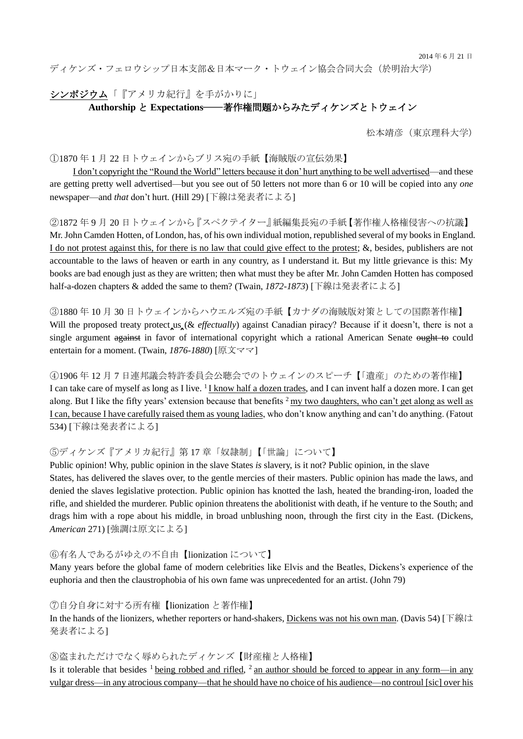2014 年 6 月 21 日

ディケンズ・フェロウシップ日本支部＆日本マーク・トウェイン協会合同大会（於明治大学）

<u>シンポジウム</u>「『アメリカ紀行』を手がかりに」

**Authorship と Expectations——著作権問題からみたディケンズとトウェイン**

松本靖彦（東京理科大学）

①1870 年 1 月 22 日トウェインからブリス宛の手紙【海賊版の宣伝効果】

<u>I don't copyright the "Round the World" letters because it don' hurt anything to be well advertised</u>—and these are getting pretty well advertised—but you see out of 50 letters not more than 6 or 10 will be copied into any *one* newspaper—and *that* don't hurt. (Hill 29) [下線は発表者による]

②1872 年 9 月 20 日トウェインから『スペクテイター』紙編集長宛の手紙【著作権人格権侵害への抗議】

Mr. John Camden Hotten, of London, has, of his own individual motion, republished several of my books in England. <u>I do not protest against this, for there is no law that could give effect to the protest</u>; &, besides, publishers are not accountable to the laws of heaven or earth in any country, as I understand it. But my little grievance is this: My books are bad enough just as they are written; then what must they be after Mr. John Camden Hotten has composed half-a-dozen chapters & added the same to them? (Twain, *1872-1873*) [下線は発表者による]

③1880 年 10 月 30 日トウェインからハウエルズ宛の手紙【カナダの海賊版対策としての国際著作権】

Will the proposed treaty protect‸us‸(& *effectually*) against Canadian piracy? Because if it doesn't, there is not a single argument ~~against~~ in favor of international copyright which a rational American Senate ~~ought to~~ could entertain for a moment. (Twain, *1876-1880*) [原文ママ]

④1906 年 12 月 7 日連邦議会特許委員会公聴会でのトウェインのスピーチ【「遺産」のための著作権】

I can take care of myself as long as I live. [1] <u>I know half a dozen trades</u>, and I can invent half a dozen more. I can get along. But I like the fifty years' extension because that benefits [2] <u>my two daughters, who can't get along as well as I can, because I have carefully raised them as young ladies</u>, who don't know anything and can't do anything. (Fatout 534) [下線は発表者による]

⑤ディケンズ『アメリカ紀行』第 17 章「奴隷制」【「世論」について】

Public opinion! Why, public opinion in the slave States *is* slavery, is it not? Public opinion, in the slave States, has delivered the slaves over, to the gentle mercies of their masters. Public opinion has made the laws, and denied the slaves legislative protection. Public opinion has knotted the lash, heated the branding-iron, loaded the rifle, and shielded the murderer. Public opinion threatens the abolitionist with death, if he venture to the South; and drags him with a rope about his middle, in broad unblushing noon, through the first city in the East. (Dickens, *American* 271) [強調は原文による]

⑥有名人であるがゆえの不自由【lionization について】

Many years before the global fame of modern celebrities like Elvis and the Beatles, Dickens's experience of the euphoria and then the claustrophobia of his own fame was unprecedented for an artist. (John 79)

⑦自分自身に対する所有権【lionization と著作権】

In the hands of the lionizers, whether reporters or hand-shakers, <u>Dickens was not his own man</u>. (Davis 54) [下線は発表者による]

⑧盗まれただけでなく辱められたディケンズ【財産権と人格権】

Is it tolerable that besides [1] <u>being robbed and rifled</u>, [2] <u>an author should be forced to appear in any form—in any vulgar dress—in any atrocious company—that he should have no choice of his audience—no controul [sic] over his</u>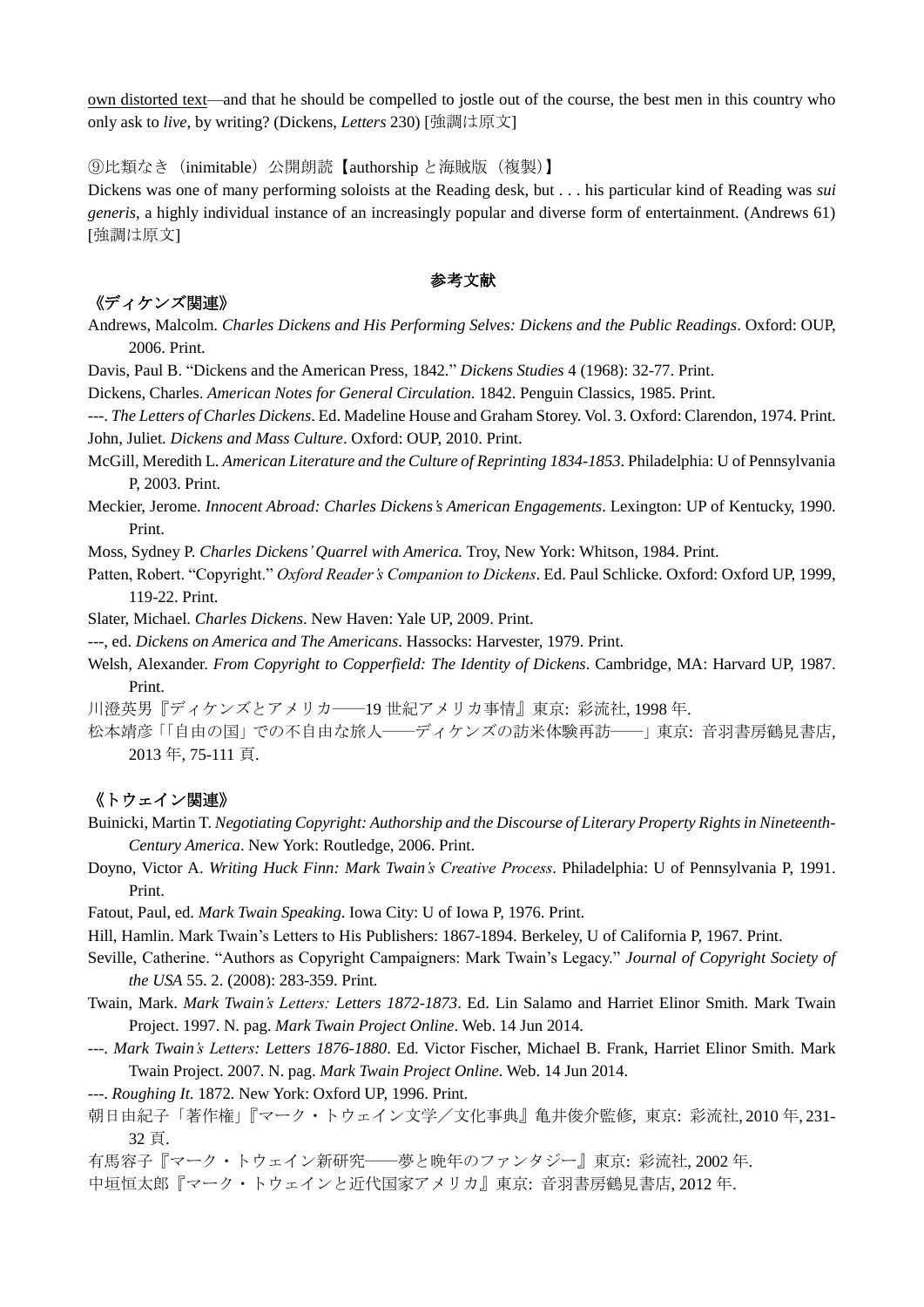<u>own distorted text</u>—and that he should be compelled to jostle out of the course, the best men in this country who only ask to *live*, by writing? (Dickens, *Letters* 230) [強調は原文]

⑨比類なき（inimitable）公開朗読【authorship と海賊版（複製）】

Dickens was one of many performing soloists at the Reading desk, but . . . his particular kind of Reading was *sui generis*, a highly individual instance of an increasingly popular and diverse form of entertainment. (Andrews 61) [強調は原文]

## 参考文献

### 《ディケンズ関連》

Andrews, Malcolm. *Charles Dickens and His Performing Selves: Dickens and the Public Readings*. Oxford: OUP, 2006. Print.

Davis, Paul B. "Dickens and the American Press, 1842." *Dickens Studies* 4 (1968): 32-77. Print.

Dickens, Charles. *American Notes for General Circulation*. 1842. Penguin Classics, 1985. Print.

---. *The Letters of Charles Dickens*. Ed. Madeline House and Graham Storey. Vol. 3. Oxford: Clarendon, 1974. Print.

John, Juliet. *Dickens and Mass Culture*. Oxford: OUP, 2010. Print.

McGill, Meredith L. *American Literature and the Culture of Reprinting 1834-1853*. Philadelphia: U of Pennsylvania P, 2003. Print.

Meckier, Jerome. *Innocent Abroad: Charles Dickens's American Engagements*. Lexington: UP of Kentucky, 1990. Print.

Moss, Sydney P. *Charles Dickens' Quarrel with America.* Troy, New York: Whitson, 1984. Print.

Patten, Robert. "Copyright." *Oxford Reader's Companion to Dickens*. Ed. Paul Schlicke. Oxford: Oxford UP, 1999, 119-22. Print.

Slater, Michael. *Charles Dickens*. New Haven: Yale UP, 2009. Print.

---, ed. *Dickens on America and The Americans*. Hassocks: Harvester, 1979. Print.

Welsh, Alexander. *From Copyright to Copperfield: The Identity of Dickens*. Cambridge, MA: Harvard UP, 1987. Print.

川澄英男『ディケンズとアメリカ――19 世紀アメリカ事情』東京: 彩流社, 1998 年.

松本靖彦「「自由の国」での不自由な旅人――ディケンズの訪米体験再訪――」東京: 音羽書房鶴見書店, 2013 年, 75-111 頁.

### 《トウェイン関連》

Buinicki, Martin T. *Negotiating Copyright: Authorship and the Discourse of Literary Property Rights in Nineteenth-Century America*. New York: Routledge, 2006. Print.

Doyno, Victor A. *Writing Huck Finn: Mark Twain's Creative Process*. Philadelphia: U of Pennsylvania P, 1991. Print.

Fatout, Paul, ed. *Mark Twain Speaking*. Iowa City: U of Iowa P, 1976. Print.

Hill, Hamlin. Mark Twain's Letters to His Publishers: 1867-1894. Berkeley, U of California P, 1967. Print.

Seville, Catherine. "Authors as Copyright Campaigners: Mark Twain's Legacy." *Journal of Copyright Society of the USA* 55. 2. (2008): 283-359. Print.

Twain, Mark. *Mark Twain's Letters: Letters 1872-1873*. Ed. Lin Salamo and Harriet Elinor Smith. Mark Twain Project. 1997. N. pag. *Mark Twain Project Online*. Web. 14 Jun 2014.

---. *Mark Twain's Letters: Letters 1876-1880*. Ed. Victor Fischer, Michael B. Frank, Harriet Elinor Smith. Mark Twain Project. 2007. N. pag. *Mark Twain Project Online*. Web. 14 Jun 2014.

---. *Roughing It*. 1872. New York: Oxford UP, 1996. Print.

朝日由紀子「著作権」『マーク・トウェイン文学／文化事典』亀井俊介監修, 東京: 彩流社, 2010 年, 231-32 頁.

有馬容子『マーク・トウェイン新研究――夢と晩年のファンタジー』東京: 彩流社, 2002 年.

中垣恒太郎『マーク・トウェインと近代国家アメリカ』東京: 音羽書房鶴見書店, 2012 年.